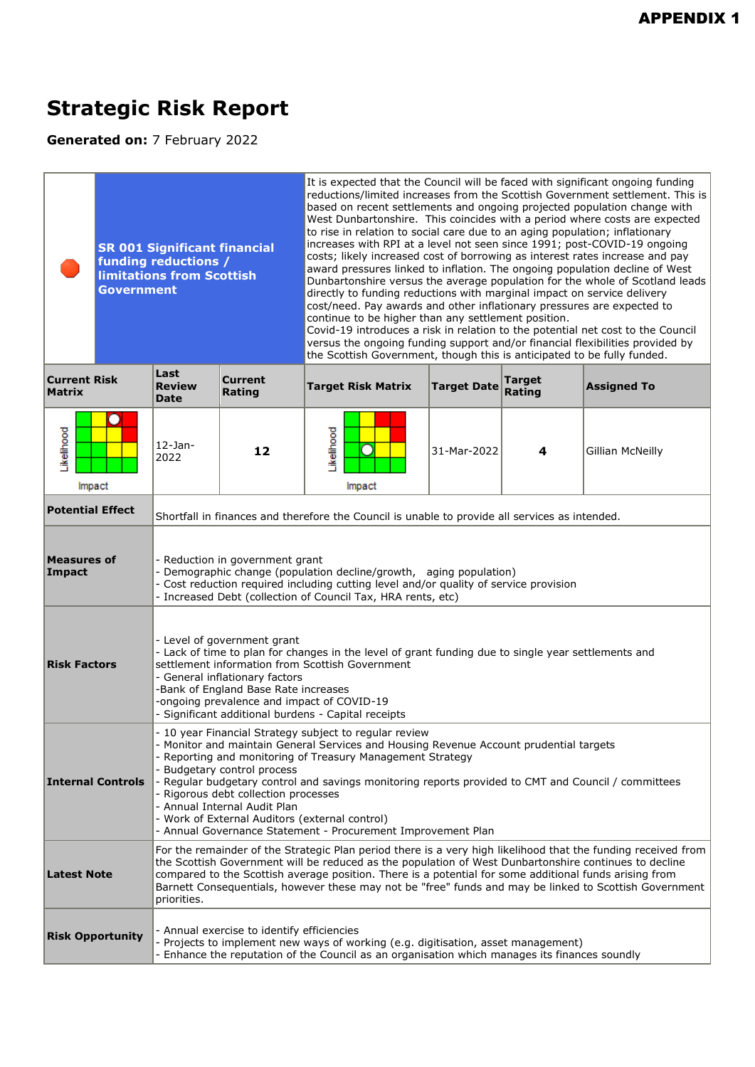**APPENDIX 1**

# Strategic Risk Report

**Generated on:** 7 February 2022

| | **SR 001 Significant financial funding reductions / limitations from Scottish Government** | | It is expected that the Council will be faced with significant ongoing funding reductions/limited increases from the Scottish Government settlement. This is based on recent settlements and ongoing projected population change with West Dunbartonshire. This coincides with a period where costs are expected to rise in relation to social care due to an aging population; inflationary increases with RPI at a level not seen since 1991; post-COVID-19 ongoing costs; likely increased cost of borrowing as interest rates increase and pay award pressures linked to inflation. The ongoing population decline of West Dunbartonshire versus the average population for the whole of Scotland leads directly to funding reductions with marginal impact on service delivery cost/need. Pay awards and other inflationary pressures are expected to continue to be higher than any settlement position. Covid-19 introduces a risk in relation to the potential net cost to the Council versus the ongoing funding support and/or financial flexibilities provided by the Scottish Government, though this is anticipated to be fully funded. | | | |
|---|---|---|---|---|---|---|
| **Current Risk Matrix** | **Last Review Date** | **Current Rating** | **Target Risk Matrix** | **Target Date** | **Target Rating** | **Assigned To** |
| Likelihood / Impact | 12-Jan-2022 | **12** | Likelihood / Impact | 31-Mar-2022 | **4** | Gillian McNeilly |

| | |
|---|---|
| **Potential Effect** | Shortfall in finances and therefore the Council is unable to provide all services as intended. |
| **Measures of Impact** | - Reduction in government grant<br>- Demographic change (population decline/growth, aging population)<br>- Cost reduction required including cutting level and/or quality of service provision<br>- Increased Debt (collection of Council Tax, HRA rents, etc) |
| **Risk Factors** | - Level of government grant<br>- Lack of time to plan for changes in the level of grant funding due to single year settlements and settlement information from Scottish Government<br>- General inflationary factors<br>-Bank of England Base Rate increases<br>-ongoing prevalence and impact of COVID-19<br>- Significant additional burdens - Capital receipts |
| **Internal Controls** | - 10 year Financial Strategy subject to regular review<br>- Monitor and maintain General Services and Housing Revenue Account prudential targets<br>- Reporting and monitoring of Treasury Management Strategy<br>- Budgetary control process<br>- Regular budgetary control and savings monitoring reports provided to CMT and Council / committees<br>- Rigorous debt collection processes<br>- Annual Internal Audit Plan<br>- Work of External Auditors (external control)<br>- Annual Governance Statement - Procurement Improvement Plan |
| **Latest Note** | For the remainder of the Strategic Plan period there is a very high likelihood that the funding received from the Scottish Government will be reduced as the population of West Dunbartonshire continues to decline compared to the Scottish average position. There is a potential for some additional funds arising from Barnett Consequentials, however these may not be "free" funds and may be linked to Scottish Government priorities. |
| **Risk Opportunity** | - Annual exercise to identify efficiencies<br>- Projects to implement new ways of working (e.g. digitisation, asset management)<br>- Enhance the reputation of the Council as an organisation which manages its finances soundly |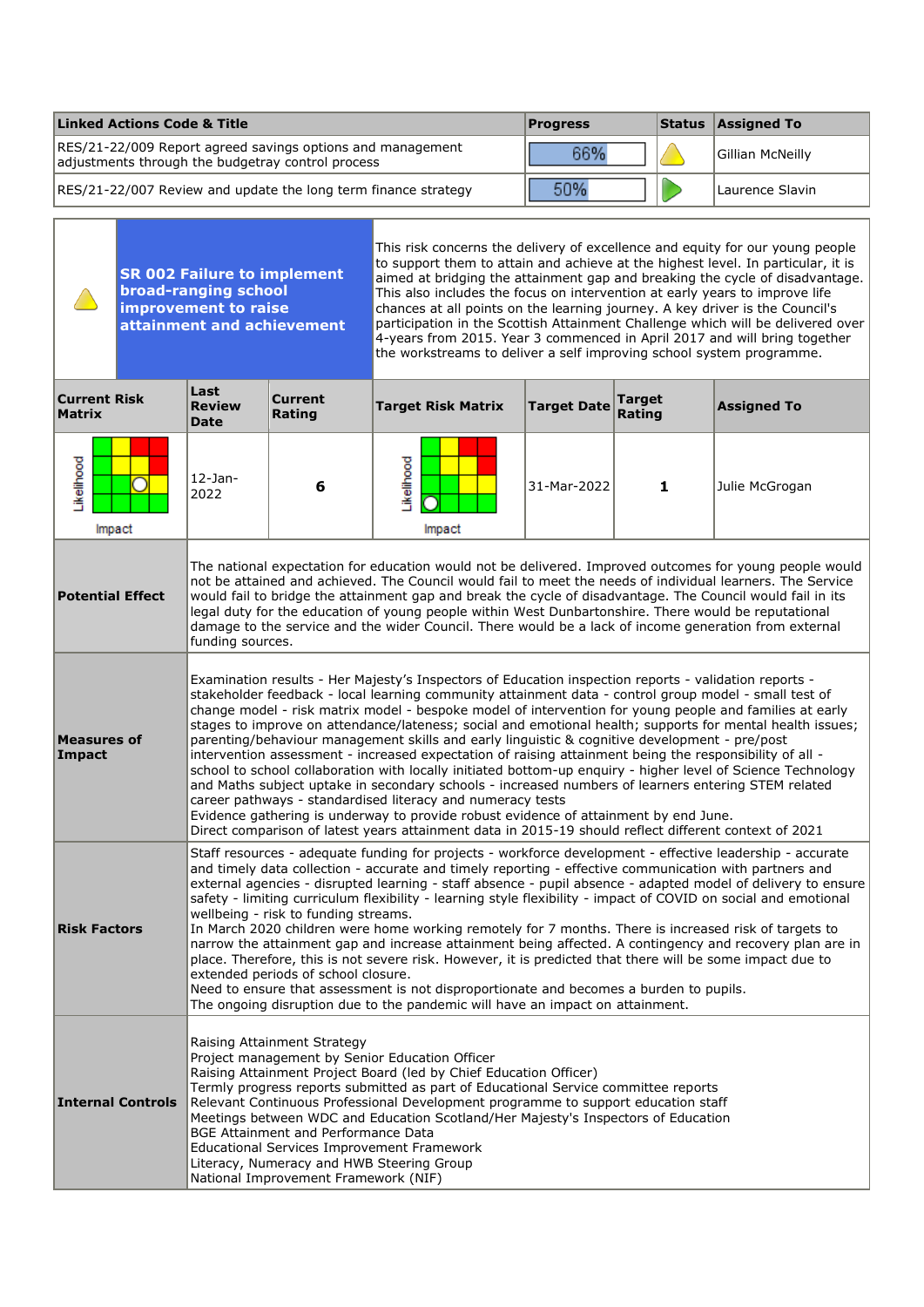| Linked Actions Code & Title | Progress | Status | Assigned To |
|---|---|---|---|
| RES/21-22/009 Report agreed savings options and management adjustments through the budgetray control process | 66% | | Gillian McNeilly |
| RES/21-22/007 Review and update the long term finance strategy | 50% | | Laurence Slavin |

| | SR 002 Failure to implement broad-ranging school improvement to raise attainment and achievement | | This risk concerns the delivery of excellence and equity for our young people to support them to attain and achieve at the highest level. In particular, it is aimed at bridging the attainment gap and breaking the cycle of disadvantage. This also includes the focus on intervention at early years to improve life chances at all points on the learning journey. A key driver is the Council's participation in the Scottish Attainment Challenge which will be delivered over 4-years from 2015. Year 3 commenced in April 2017 and will bring together the workstreams to deliver a self improving school system programme. | | | |
|---|---|---|---|---|---|---|
| **Current Risk Matrix** | **Last Review Date** | **Current Rating** | **Target Risk Matrix** | **Target Date** | **Target Rating** | **Assigned To** |
| Likelihood / Impact | 12-Jan-2022 | **6** | Likelihood / Impact | 31-Mar-2022 | **1** | Julie McGrogan |

| | |
|---|---|
| **Potential Effect** | The national expectation for education would not be delivered. Improved outcomes for young people would not be attained and achieved. The Council would fail to meet the needs of individual learners. The Service would fail to bridge the attainment gap and break the cycle of disadvantage. The Council would fail in its legal duty for the education of young people within West Dunbartonshire. There would be reputational damage to the service and the wider Council. There would be a lack of income generation from external funding sources. |
| **Measures of Impact** | Examination results - Her Majesty's Inspectors of Education inspection reports - validation reports - stakeholder feedback - local learning community attainment data - control group model - small test of change model - risk matrix model - bespoke model of intervention for young people and families at early stages to improve on attendance/lateness; social and emotional health; supports for mental health issues; parenting/behaviour management skills and early linguistic & cognitive development - pre/post intervention assessment - increased expectation of raising attainment being the responsibility of all - school to school collaboration with locally initiated bottom-up enquiry - higher level of Science Technology and Maths subject uptake in secondary schools - increased numbers of learners entering STEM related career pathways - standardised literacy and numeracy tests<br>Evidence gathering is underway to provide robust evidence of attainment by end June.<br>Direct comparison of latest years attainment data in 2015-19 should reflect different context of 2021 |
| **Risk Factors** | Staff resources - adequate funding for projects - workforce development - effective leadership - accurate and timely data collection - accurate and timely reporting - effective communication with partners and external agencies - disrupted learning - staff absence - pupil absence - adapted model of delivery to ensure safety - limiting curriculum flexibility - learning style flexibility - impact of COVID on social and emotional wellbeing - risk to funding streams.<br>In March 2020 children were home working remotely for 7 months. There is increased risk of targets to narrow the attainment gap and increase attainment being affected. A contingency and recovery plan are in place. Therefore, this is not severe risk. However, it is predicted that there will be some impact due to extended periods of school closure.<br>Need to ensure that assessment is not disproportionate and becomes a burden to pupils.<br>The ongoing disruption due to the pandemic will have an impact on attainment. |
| **Internal Controls** | Raising Attainment Strategy<br>Project management by Senior Education Officer<br>Raising Attainment Project Board (led by Chief Education Officer)<br>Termly progress reports submitted as part of Educational Service committee reports<br>Relevant Continuous Professional Development programme to support education staff<br>Meetings between WDC and Education Scotland/Her Majesty's Inspectors of Education<br>BGE Attainment and Performance Data<br>Educational Services Improvement Framework<br>Literacy, Numeracy and HWB Steering Group<br>National Improvement Framework (NIF) |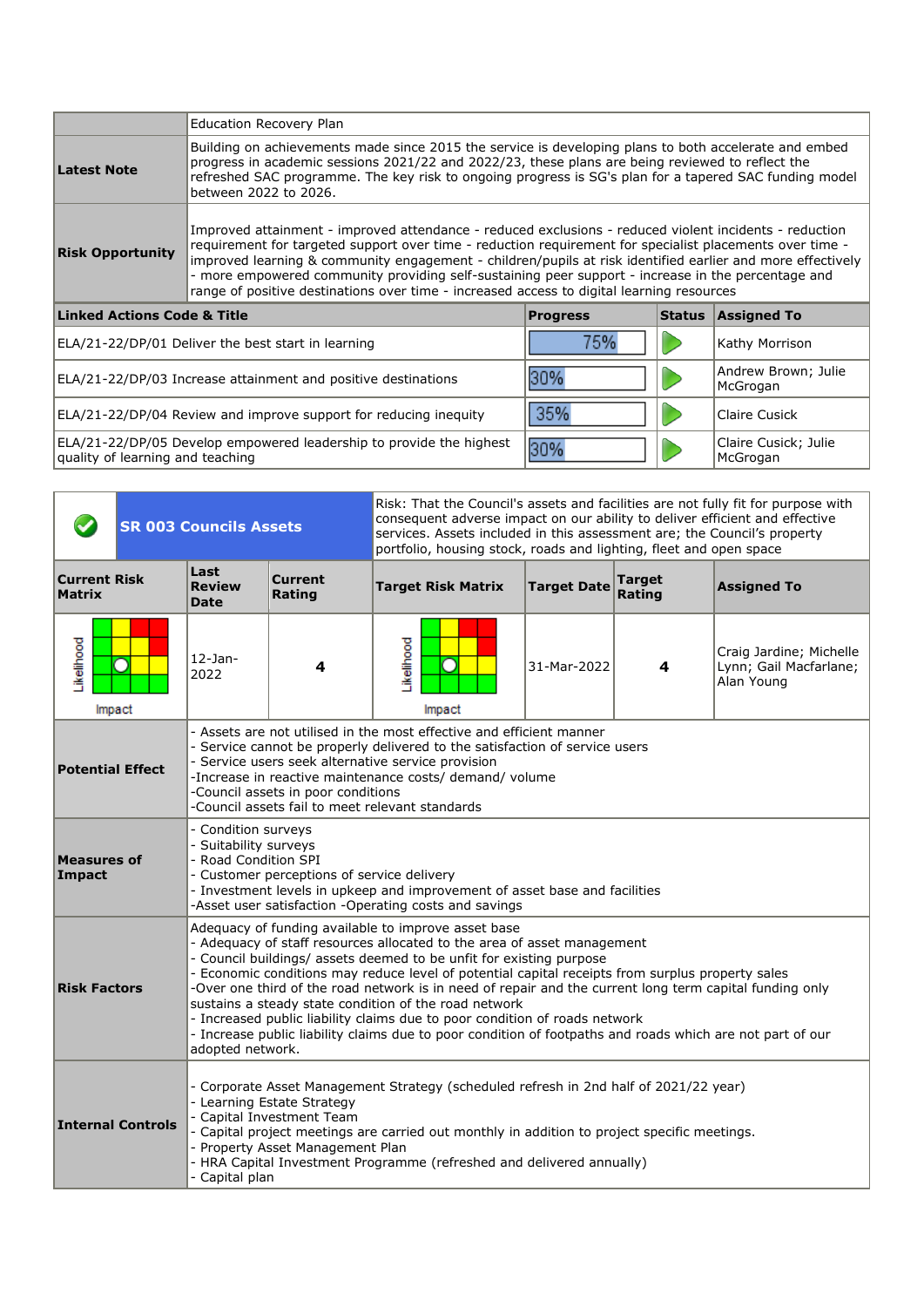| | Education Recovery Plan | | | |
|---|---|---|---|---|
| **Latest Note** | Building on achievements made since 2015 the service is developing plans to both accelerate and embed progress in academic sessions 2021/22 and 2022/23, these plans are being reviewed to reflect the refreshed SAC programme. The key risk to ongoing progress is SG's plan for a tapered SAC funding model between 2022 to 2026. | | | |
| **Risk Opportunity** | Improved attainment - improved attendance - reduced exclusions - reduced violent incidents - reduction requirement for targeted support over time - reduction requirement for specialist placements over time - improved learning & community engagement - children/pupils at risk identified earlier and more effectively - more empowered community providing self-sustaining peer support - increase in the percentage and range of positive destinations over time - increased access to digital learning resources | | | |

| Linked Actions Code & Title | Progress | Status | Assigned To |
|---|---|---|---|
| ELA/21-22/DP/01 Deliver the best start in learning | 75% | | Kathy Morrison |
| ELA/21-22/DP/03 Increase attainment and positive destinations | 30% | | Andrew Brown; Julie McGrogan |
| ELA/21-22/DP/04 Review and improve support for reducing inequity | 35% | | Claire Cusick |
| ELA/21-22/DP/05 Develop empowered leadership to provide the highest quality of learning and teaching | 30% | | Claire Cusick; Julie McGrogan |

## SR 003 Councils Assets

Risk: That the Council's assets and facilities are not fully fit for purpose with consequent adverse impact on our ability to deliver efficient and effective services. Assets included in this assessment are; the Council's property portfolio, housing stock, roads and lighting, fleet and open space

| Current Risk Matrix | Last Review Date | Current Rating | Target Risk Matrix | Target Date | Target Rating | Assigned To |
|---|---|---|---|---|---|---|
| Likelihood / Impact | 12-Jan-2022 | 4 | Likelihood / Impact | 31-Mar-2022 | 4 | Craig Jardine; Michelle Lynn; Gail Macfarlane; Alan Young |

| | |
|---|---|
| **Potential Effect** | - Assets are not utilised in the most effective and efficient manner<br>- Service cannot be properly delivered to the satisfaction of service users<br>- Service users seek alternative service provision<br>-Increase in reactive maintenance costs/ demand/ volume<br>-Council assets in poor conditions<br>-Council assets fail to meet relevant standards |
| **Measures of Impact** | - Condition surveys<br>- Suitability surveys<br>- Road Condition SPI<br>- Customer perceptions of service delivery<br>- Investment levels in upkeep and improvement of asset base and facilities<br>-Asset user satisfaction -Operating costs and savings |
| **Risk Factors** | Adequacy of funding available to improve asset base<br>- Adequacy of staff resources allocated to the area of asset management<br>- Council buildings/ assets deemed to be unfit for existing purpose<br>- Economic conditions may reduce level of potential capital receipts from surplus property sales<br>-Over one third of the road network is in need of repair and the current long term capital funding only sustains a steady state condition of the road network<br>- Increased public liability claims due to poor condition of roads network<br>- Increase public liability claims due to poor condition of footpaths and roads which are not part of our adopted network. |
| **Internal Controls** | - Corporate Asset Management Strategy (scheduled refresh in 2nd half of 2021/22 year)<br>- Learning Estate Strategy<br>- Capital Investment Team<br>- Capital project meetings are carried out monthly in addition to project specific meetings.<br>- Property Asset Management Plan<br>- HRA Capital Investment Programme (refreshed and delivered annually)<br>- Capital plan |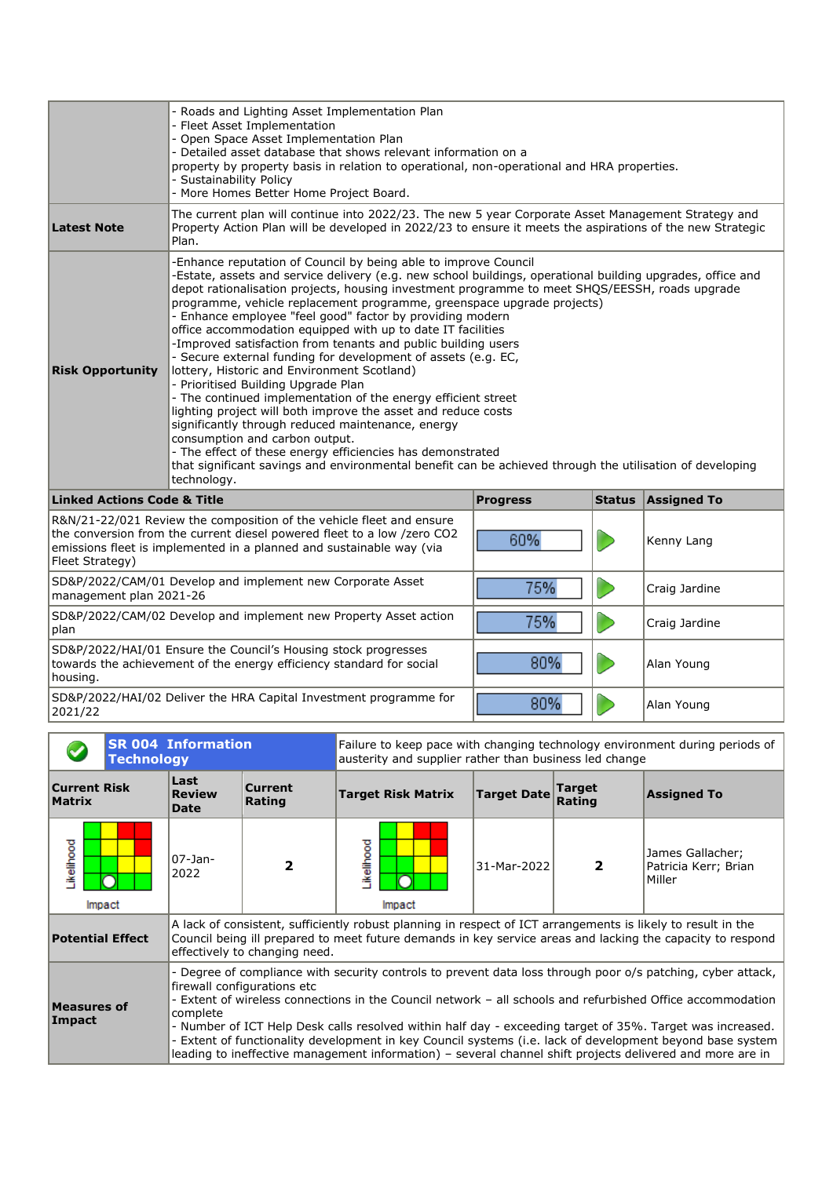| | |
|---|---|
| | - Roads and Lighting Asset Implementation Plan<br>- Fleet Asset Implementation<br>- Open Space Asset Implementation Plan<br>- Detailed asset database that shows relevant information on a property by property basis in relation to operational, non-operational and HRA properties.<br>- Sustainability Policy<br>- More Homes Better Home Project Board. |
| **Latest Note** | The current plan will continue into 2022/23. The new 5 year Corporate Asset Management Strategy and Property Action Plan will be developed in 2022/23 to ensure it meets the aspirations of the new Strategic Plan. |
| **Risk Opportunity** | -Enhance reputation of Council by being able to improve Council<br>-Estate, assets and service delivery (e.g. new school buildings, operational building upgrades, office and depot rationalisation projects, housing investment programme to meet SHQS/EESSH, roads upgrade programme, vehicle replacement programme, greenspace upgrade projects)<br>- Enhance employee "feel good" factor by providing modern office accommodation equipped with up to date IT facilities<br>-Improved satisfaction from tenants and public building users<br>- Secure external funding for development of assets (e.g. EC, lottery, Historic and Environment Scotland)<br>- Prioritised Building Upgrade Plan<br>- The continued implementation of the energy efficient street lighting project will both improve the asset and reduce costs significantly through reduced maintenance, energy consumption and carbon output.<br>- The effect of these energy efficiencies has demonstrated that significant savings and environmental benefit can be achieved through the utilisation of developing technology. |

| Linked Actions Code & Title | Progress | Status | Assigned To |
|---|---|---|---|
| R&N/21-22/021 Review the composition of the vehicle fleet and ensure the conversion from the current diesel powered fleet to a low /zero $CO_2$ emissions fleet is implemented in a planned and sustainable way (via Fleet Strategy) | 60% | | Kenny Lang |
| SD&P/2022/CAM/01 Develop and implement new Corporate Asset management plan 2021-26 | 75% | | Craig Jardine |
| SD&P/2022/CAM/02 Develop and implement new Property Asset action plan | 75% | | Craig Jardine |
| SD&P/2022/HAI/01 Ensure the Council's Housing stock progresses towards the achievement of the energy efficiency standard for social housing. | 80% | | Alan Young |
| SD&P/2022/HAI/02 Deliver the HRA Capital Investment programme for 2021/22 | 80% | | Alan Young |

| | **SR 004 Information Technology** | Failure to keep pace with changing technology environment during periods of austerity and supplier rather than business led change | | | | |
|---|---|---|---|---|---|---|
| **Current Risk Matrix** | **Last Review Date** | **Current Rating** | **Target Risk Matrix** | **Target Date** | **Target Rating** | **Assigned To** |
| | 07-Jan-2022 | 2 | | 31-Mar-2022 | 2 | James Gallacher; Patricia Kerr; Brian Miller |
| **Potential Effect** | A lack of consistent, sufficiently robust planning in respect of ICT arrangements is likely to result in the Council being ill prepared to meet future demands in key service areas and lacking the capacity to respond effectively to changing need. | | | | | |
| **Measures of Impact** | - Degree of compliance with security controls to prevent data loss through poor o/s patching, cyber attack, firewall configurations etc<br>- Extent of wireless connections in the Council network – all schools and refurbished Office accommodation complete<br>- Number of ICT Help Desk calls resolved within half day - exceeding target of 35%. Target was increased.<br>- Extent of functionality development in key Council systems (i.e. lack of development beyond base system leading to ineffective management information) – several channel shift projects delivered and more are in | | | | | |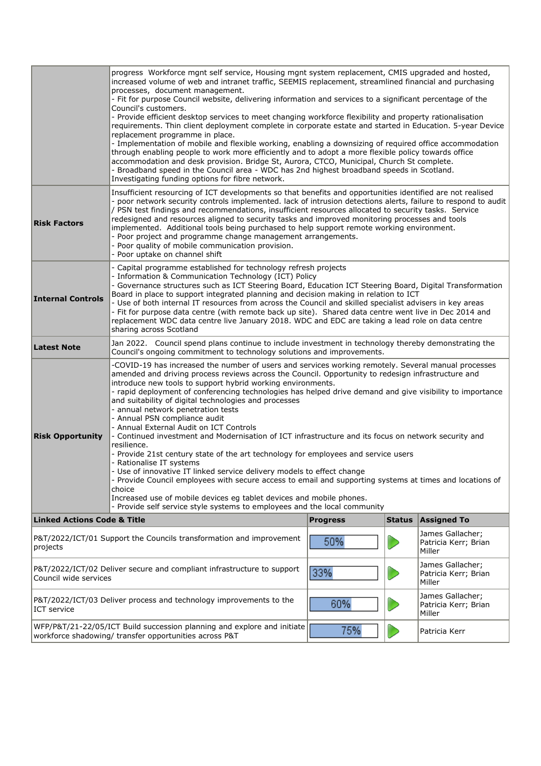| | |
|---|---|
| | progress Workforce mgnt self service, Housing mgnt system replacement, CMIS upgraded and hosted, increased volume of web and intranet traffic, SEEMIS replacement, streamlined financial and purchasing processes, document management.<br>- Fit for purpose Council website, delivering information and services to a significant percentage of the Council's customers.<br>- Provide efficient desktop services to meet changing workforce flexibility and property rationalisation requirements. Thin client deployment complete in corporate estate and started in Education. 5-year Device replacement programme in place.<br>- Implementation of mobile and flexible working, enabling a downsizing of required office accommodation through enabling people to work more efficiently and to adopt a more flexible policy towards office accommodation and desk provision. Bridge St, Aurora, CTCO, Municipal, Church St complete.<br>- Broadband speed in the Council area - WDC has 2nd highest broadband speeds in Scotland. Investigating funding options for fibre network. |
| **Risk Factors** | Insufficient resourcing of ICT developments so that benefits and opportunities identified are not realised<br>- poor network security controls implemented. lack of intrusion detections alerts, failure to respond to audit / PSN test findings and recommendations, insufficient resources allocated to security tasks. Service redesigned and resources aligned to security tasks and improved monitoring processes and tools implemented. Additional tools being purchased to help support remote working environment.<br>- Poor project and programme change management arrangements.<br>- Poor quality of mobile communication provision.<br>- Poor uptake on channel shift |
| **Internal Controls** | - Capital programme established for technology refresh projects<br>- Information & Communication Technology (ICT) Policy<br>- Governance structures such as ICT Steering Board, Education ICT Steering Board, Digital Transformation Board in place to support integrated planning and decision making in relation to ICT<br>- Use of both internal IT resources from across the Council and skilled specialist advisers in key areas<br>- Fit for purpose data centre (with remote back up site). Shared data centre went live in Dec 2014 and replacement WDC data centre live January 2018. WDC and EDC are taking a lead role on data centre sharing across Scotland |
| **Latest Note** | Jan 2022. Council spend plans continue to include investment in technology thereby demonstrating the Council's ongoing commitment to technology solutions and improvements. |
| **Risk Opportunity** | -COVID-19 has increased the number of users and services working remotely. Several manual processes amended and driving process reviews across the Council. Opportunity to redesign infrastructure and introduce new tools to support hybrid working environments.<br>- rapid deployment of conferencing technologies has helped drive demand and give visibility to importance and suitability of digital technologies and processes<br>- annual network penetration tests<br>- Annual PSN compliance audit<br>- Annual External Audit on ICT Controls<br>- Continued investment and Modernisation of ICT infrastructure and its focus on network security and resilience.<br>- Provide 21st century state of the art technology for employees and service users<br>- Rationalise IT systems<br>- Use of innovative IT linked service delivery models to effect change<br>- Provide Council employees with secure access to email and supporting systems at times and locations of choice<br>Increased use of mobile devices eg tablet devices and mobile phones.<br>- Provide self service style systems to employees and the local community |

| Linked Actions Code & Title | Progress | Status | Assigned To |
|---|---|---|---|
| P&T/2022/ICT/01 Support the Councils transformation and improvement projects | 50% | ▶ | James Gallacher; Patricia Kerr; Brian Miller |
| P&T/2022/ICT/02 Deliver secure and compliant infrastructure to support Council wide services | 33% | ▶ | James Gallacher; Patricia Kerr; Brian Miller |
| P&T/2022/ICT/03 Deliver process and technology improvements to the ICT service | 60% | ▶ | James Gallacher; Patricia Kerr; Brian Miller |
| WFP/P&T/21-22/05/ICT Build succession planning and explore and initiate workforce shadowing/ transfer opportunities across P&T | 75% | ▶ | Patricia Kerr |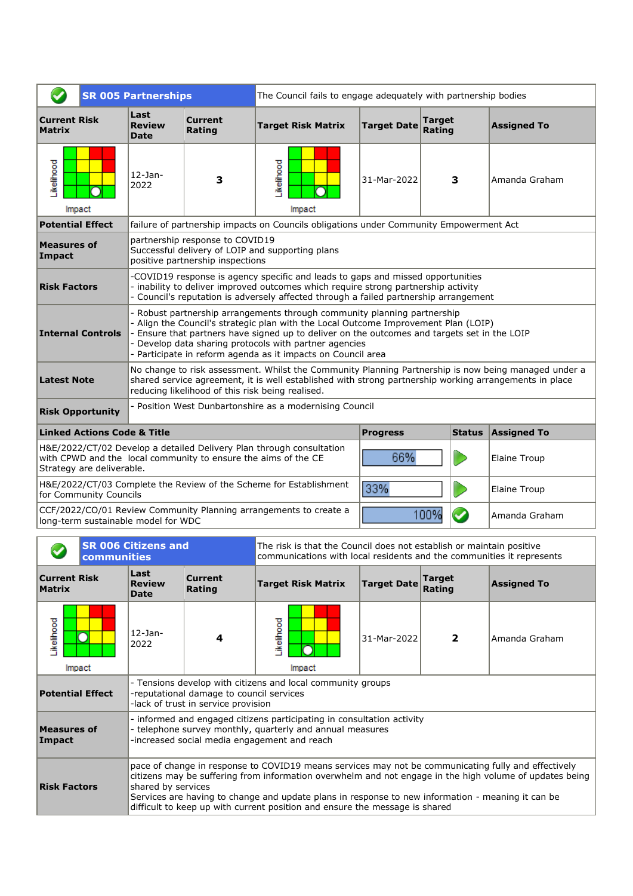| | SR 005 Partnerships | | The Council fails to engage adequately with partnership bodies | | | |
|---|---|---|---|---|---|---|
| **Current Risk Matrix** | **Last Review Date** | **Current Rating** | **Target Risk Matrix** | **Target Date** | **Target Rating** | **Assigned To** |
| Likelihood / Impact | 12-Jan-2022 | 3 | Likelihood / Impact | 31-Mar-2022 | 3 | Amanda Graham |
| **Potential Effect** | failure of partnership impacts on Councils obligations under Community Empowerment Act | | | | | |
| **Measures of Impact** | partnership response to COVID19<br>Successful delivery of LOIP and supporting plans<br>positive partnership inspections | | | | | |
| **Risk Factors** | -COVID19 response is agency specific and leads to gaps and missed opportunities<br>- inability to deliver improved outcomes which require strong partnership activity<br>- Council's reputation is adversely affected through a failed partnership arrangement | | | | | |
| **Internal Controls** | - Robust partnership arrangements through community planning partnership<br>- Align the Council's strategic plan with the Local Outcome Improvement Plan (LOIP)<br>- Ensure that partners have signed up to deliver on the outcomes and targets set in the LOIP<br>- Develop data sharing protocols with partner agencies<br>- Participate in reform agenda as it impacts on Council area | | | | | |
| **Latest Note** | No change to risk assessment. Whilst the Community Planning Partnership is now being managed under a shared service agreement, it is well established with strong partnership working arrangements in place reducing likelihood of this risk being realised. | | | | | |
| **Risk Opportunity** | - Position West Dunbartonshire as a modernising Council | | | | | |

| Linked Actions Code & Title | Progress | Status | Assigned To |
|---|---|---|---|
| H&E/2022/CT/02 Develop a detailed Delivery Plan through consultation with CPWD and the local community to ensure the aims of the CE Strategy are deliverable. | 66% | In progress | Elaine Troup |
| H&E/2022/CT/03 Complete the Review of the Scheme for Establishment for Community Councils | 33% | In progress | Elaine Troup |
| CCF/2022/CO/01 Review Community Planning arrangements to create a long-term sustainable model for WDC | 100% | Completed | Amanda Graham |

| | SR 006 Citizens and communities | | The risk is that the Council does not establish or maintain positive communications with local residents and the communities it represents | | | |
|---|---|---|---|---|---|---|
| **Current Risk Matrix** | **Last Review Date** | **Current Rating** | **Target Risk Matrix** | **Target Date** | **Target Rating** | **Assigned To** |
| Likelihood / Impact | 12-Jan-2022 | 4 | Likelihood / Impact | 31-Mar-2022 | 2 | Amanda Graham |
| **Potential Effect** | - Tensions develop with citizens and local community groups<br>-reputational damage to council services<br>-lack of trust in service provision | | | | | |
| **Measures of Impact** | - informed and engaged citizens participating in consultation activity<br>- telephone survey monthly, quarterly and annual measures<br>-increased social media engagement and reach | | | | | |
| **Risk Factors** | pace of change in response to COVID19 means services may not be communicating fully and effectively citizens may be suffering from information overwhelm and not engage in the high volume of updates being shared by services<br>Services are having to change and update plans in response to new information - meaning it can be difficult to keep up with current position and ensure the message is shared | | | | | |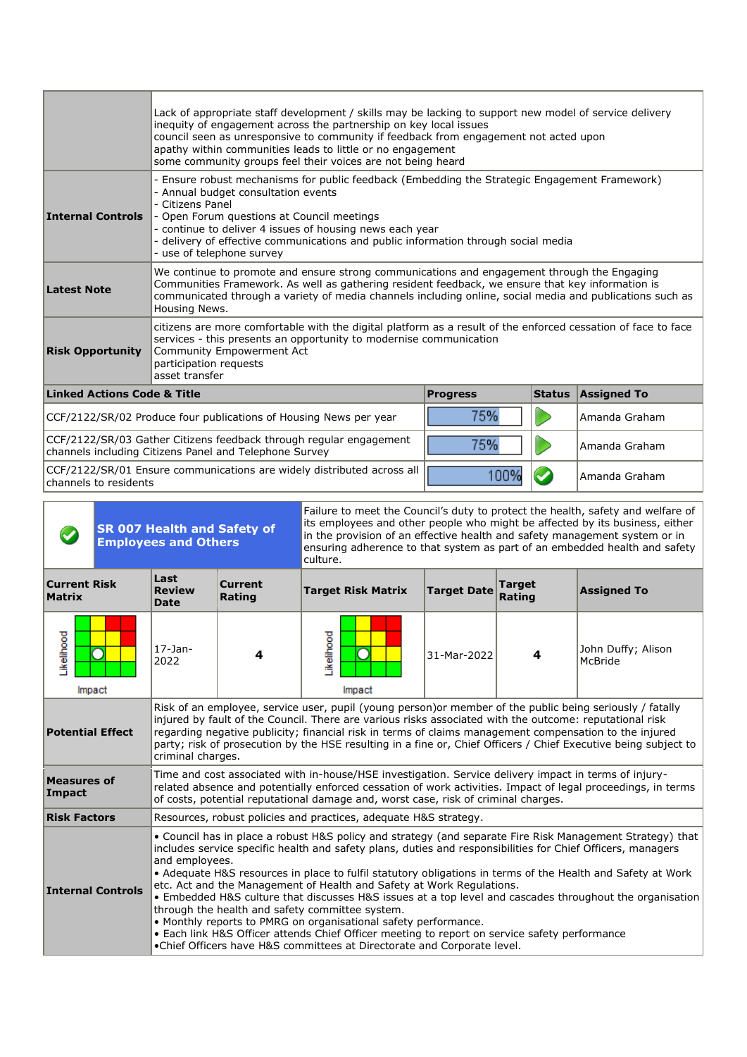| | |
|---|---|
| | Lack of appropriate staff development / skills may be lacking to support new model of service delivery<br>inequity of engagement across the partnership on key local issues<br>council seen as unresponsive to community if feedback from engagement not acted upon<br>apathy within communities leads to little or no engagement<br>some community groups feel their voices are not being heard |
| **Internal Controls** | - Ensure robust mechanisms for public feedback (Embedding the Strategic Engagement Framework)<br>- Annual budget consultation events<br>- Citizens Panel<br>- Open Forum questions at Council meetings<br>- continue to deliver 4 issues of housing news each year<br>- delivery of effective communications and public information through social media<br>- use of telephone survey |
| **Latest Note** | We continue to promote and ensure strong communications and engagement through the Engaging Communities Framework. As well as gathering resident feedback, we ensure that key information is communicated through a variety of media channels including online, social media and publications such as Housing News. |
| **Risk Opportunity** | citizens are more comfortable with the digital platform as a result of the enforced cessation of face to face services - this presents an opportunity to modernise communication<br>Community Empowerment Act<br>participation requests<br>asset transfer |

| **Linked Actions Code & Title** | **Progress** | **Status** | **Assigned To** |
|---|---|---|---|
| CCF/2122/SR/02 Produce four publications of Housing News per year | 75% | | Amanda Graham |
| CCF/2122/SR/03 Gather Citizens feedback through regular engagement channels including Citizens Panel and Telephone Survey | 75% | | Amanda Graham |
| CCF/2122/SR/01 Ensure communications are widely distributed across all channels to residents | 100% | | Amanda Graham |

## SR 007 Health and Safety of Employees and Others

Failure to meet the Council's duty to protect the health, safety and welfare of its employees and other people who might be affected by its business, either in the provision of an effective health and safety management system or in ensuring adherence to that system as part of an embedded health and safety culture.

| **Current Risk Matrix** | **Last Review Date** | **Current Rating** | **Target Risk Matrix** | **Target Date** | **Target Rating** | **Assigned To** |
|---|---|---|---|---|---|---|
| Likelihood / Impact | 17-Jan-2022 | 4 | Likelihood / Impact | 31-Mar-2022 | 4 | John Duffy; Alison McBride |

| | |
|---|---|
| **Potential Effect** | Risk of an employee, service user, pupil (young person)or member of the public being seriously / fatally injured by fault of the Council. There are various risks associated with the outcome: reputational risk regarding negative publicity; financial risk in terms of claims management compensation to the injured party; risk of prosecution by the HSE resulting in a fine or, Chief Officers / Chief Executive being subject to criminal charges. |
| **Measures of Impact** | Time and cost associated with in-house/HSE investigation. Service delivery impact in terms of injury-related absence and potentially enforced cessation of work activities. Impact of legal proceedings, in terms of costs, potential reputational damage and, worst case, risk of criminal charges. |
| **Risk Factors** | Resources, robust policies and practices, adequate H&S strategy. |
| **Internal Controls** | • Council has in place a robust H&S policy and strategy (and separate Fire Risk Management Strategy) that includes service specific health and safety plans, duties and responsibilities for Chief Officers, managers and employees.<br>• Adequate H&S resources in place to fulfil statutory obligations in terms of the Health and Safety at Work etc. Act and the Management of Health and Safety at Work Regulations.<br>• Embedded H&S culture that discusses H&S issues at a top level and cascades throughout the organisation through the health and safety committee system.<br>• Monthly reports to PMRG on organisational safety performance.<br>• Each link H&S Officer attends Chief Officer meeting to report on service safety performance<br>•Chief Officers have H&S committees at Directorate and Corporate level. |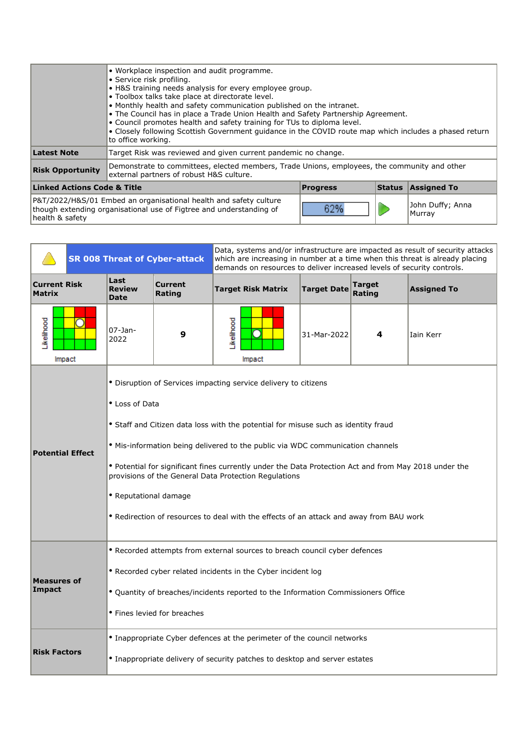| | |
|---|---|
| | • Workplace inspection and audit programme.<br>• Service risk profiling.<br>• H&S training needs analysis for every employee group.<br>• Toolbox talks take place at directorate level.<br>• Monthly health and safety communication published on the intranet.<br>• The Council has in place a Trade Union Health and Safety Partnership Agreement.<br>• Council promotes health and safety training for TUs to diploma level.<br>• Closely following Scottish Government guidance in the COVID route map which includes a phased return to office working. |
| **Latest Note** | Target Risk was reviewed and given current pandemic no change. |
| **Risk Opportunity** | Demonstrate to committees, elected members, Trade Unions, employees, the community and other external partners of robust H&S culture. |

| Linked Actions Code & Title | Progress | Status | Assigned To |
|---|---|---|---|
| P&T/2022/H&S/01 Embed an organisational health and safety culture though extending organisational use of Figtree and understanding of health & safety | 62% | | John Duffy; Anna Murray |

| | **SR 008 Threat of Cyber-attack** | Data, systems and/or infrastructure are impacted as result of security attacks which are increasing in number at a time when this threat is already placing demands on resources to deliver increased levels of security controls. | | | |
|---|---|---|---|---|---|
| **Current Risk Matrix** | **Last Review Date** | **Current Rating** | **Target Risk Matrix** | **Target Date** | **Target Rating** | **Assigned To** |
| | 07-Jan-2022 | 9 | | 31-Mar-2022 | 4 | Iain Kerr |

| | |
|---|---|
| **Potential Effect** | • Disruption of Services impacting service delivery to citizens<br>• Loss of Data<br>• Staff and Citizen data loss with the potential for misuse such as identity fraud<br>• Mis-information being delivered to the public via WDC communication channels<br>• Potential for significant fines currently under the Data Protection Act and from May 2018 under the provisions of the General Data Protection Regulations<br>• Reputational damage<br>• Redirection of resources to deal with the effects of an attack and away from BAU work |
| **Measures of Impact** | • Recorded attempts from external sources to breach council cyber defences<br>• Recorded cyber related incidents in the Cyber incident log<br>• Quantity of breaches/incidents reported to the Information Commissioners Office<br>• Fines levied for breaches |
| **Risk Factors** | • Inappropriate Cyber defences at the perimeter of the council networks<br>• Inappropriate delivery of security patches to desktop and server estates |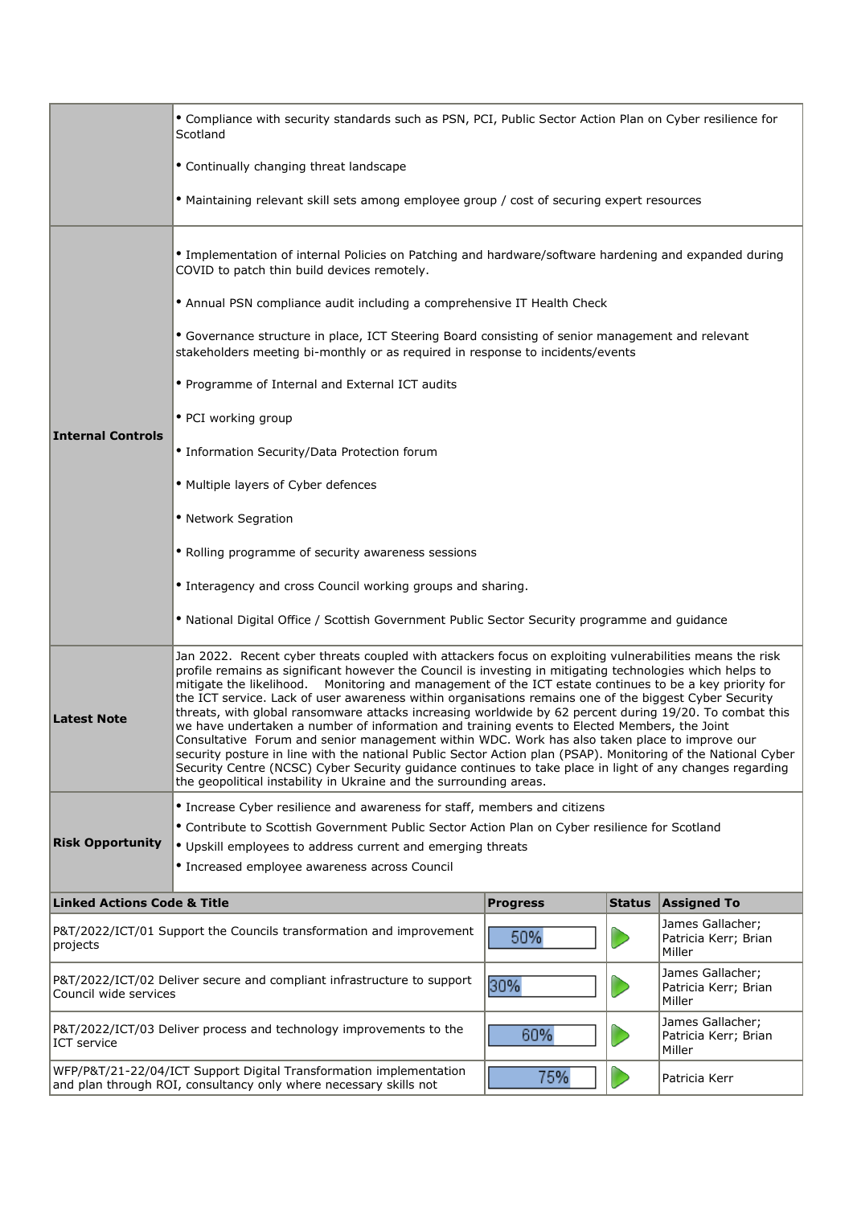| | |
|---|---|
| | • Compliance with security standards such as PSN, PCI, Public Sector Action Plan on Cyber resilience for Scotland<br><br>• Continually changing threat landscape<br><br>• Maintaining relevant skill sets among employee group / cost of securing expert resources |
| **Internal Controls** | • Implementation of internal Policies on Patching and hardware/software hardening and expanded during COVID to patch thin build devices remotely.<br><br>• Annual PSN compliance audit including a comprehensive IT Health Check<br><br>• Governance structure in place, ICT Steering Board consisting of senior management and relevant stakeholders meeting bi-monthly or as required in response to incidents/events<br><br>• Programme of Internal and External ICT audits<br><br>• PCI working group<br><br>• Information Security/Data Protection forum<br><br>• Multiple layers of Cyber defences<br><br>• Network Segration<br><br>• Rolling programme of security awareness sessions<br><br>• Interagency and cross Council working groups and sharing.<br><br>• National Digital Office / Scottish Government Public Sector Security programme and guidance |
| **Latest Note** | Jan 2022. Recent cyber threats coupled with attackers focus on exploiting vulnerabilities means the risk profile remains as significant however the Council is investing in mitigating technologies which helps to mitigate the likelihood. Monitoring and management of the ICT estate continues to be a key priority for the ICT service. Lack of user awareness within organisations remains one of the biggest Cyber Security threats, with global ransomware attacks increasing worldwide by 62 percent during 19/20. To combat this we have undertaken a number of information and training events to Elected Members, the Joint Consultative Forum and senior management within WDC. Work has also taken place to improve our security posture in line with the national Public Sector Action plan (PSAP). Monitoring of the National Cyber Security Centre (NCSC) Cyber Security guidance continues to take place in light of any changes regarding the geopolitical instability in Ukraine and the surrounding areas. |
| **Risk Opportunity** | • Increase Cyber resilience and awareness for staff, members and citizens<br>• Contribute to Scottish Government Public Sector Action Plan on Cyber resilience for Scotland<br>• Upskill employees to address current and emerging threats<br>• Increased employee awareness across Council |

| Linked Actions Code & Title | Progress | Status | Assigned To |
|---|---|---|---|
| P&T/2022/ICT/01 Support the Councils transformation and improvement projects | 50% | | James Gallacher; Patricia Kerr; Brian Miller |
| P&T/2022/ICT/02 Deliver secure and compliant infrastructure to support Council wide services | 30% | | James Gallacher; Patricia Kerr; Brian Miller |
| P&T/2022/ICT/03 Deliver process and technology improvements to the ICT service | 60% | | James Gallacher; Patricia Kerr; Brian Miller |
| WFP/P&T/21-22/04/ICT Support Digital Transformation implementation and plan through ROI, consultancy only where necessary skills not | 75% | | Patricia Kerr |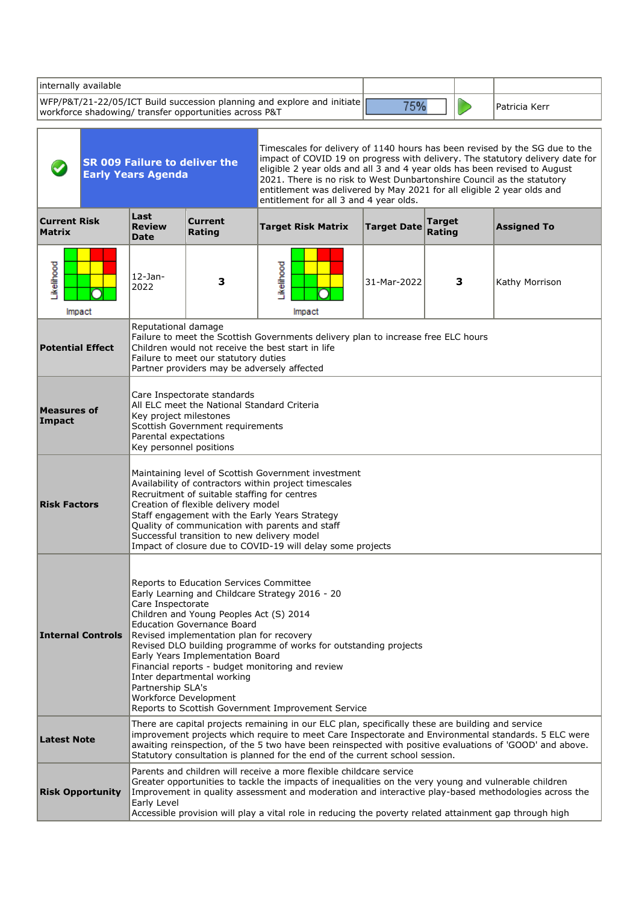| internally available | | | |
|---|---|---|---|
| WFP/P&T/21-22/05/ICT Build succession planning and explore and initiate workforce shadowing/ transfer opportunities across P&T | 75% | | Patricia Kerr |

| | SR 009 Failure to deliver the Early Years Agenda | Timescales for delivery of 1140 hours has been revised by the SG due to the impact of COVID 19 on progress with delivery. The statutory delivery date for eligible 2 year olds and all 3 and 4 year olds has been revised to August 2021. There is no risk to West Dunbartonshire Council as the statutory entitlement was delivered by May 2021 for all eligible 2 year olds and entitlement for all 3 and 4 year olds. | | | | |
|---|---|---|---|---|---|---|
| **Current Risk Matrix** | **Last Review Date** | **Current Rating** | **Target Risk Matrix** | **Target Date** | **Target Rating** | **Assigned To** |
| Likelihood / Impact | 12-Jan-2022 | 3 | Likelihood / Impact | 31-Mar-2022 | 3 | Kathy Morrison |

| | |
|---|---|
| **Potential Effect** | Reputational damage<br>Failure to meet the Scottish Governments delivery plan to increase free ELC hours<br>Children would not receive the best start in life<br>Failure to meet our statutory duties<br>Partner providers may be adversely affected |
| **Measures of Impact** | Care Inspectorate standards<br>All ELC meet the National Standard Criteria<br>Key project milestones<br>Scottish Government requirements<br>Parental expectations<br>Key personnel positions |
| **Risk Factors** | Maintaining level of Scottish Government investment<br>Availability of contractors within project timescales<br>Recruitment of suitable staffing for centres<br>Creation of flexible delivery model<br>Staff engagement with the Early Years Strategy<br>Quality of communication with parents and staff<br>Successful transition to new delivery model<br>Impact of closure due to COVID-19 will delay some projects |
| **Internal Controls** | Reports to Education Services Committee<br>Early Learning and Childcare Strategy 2016 - 20<br>Care Inspectorate<br>Children and Young Peoples Act (S) 2014<br>Education Governance Board<br>Revised implementation plan for recovery<br>Revised DLO building programme of works for outstanding projects<br>Early Years Implementation Board<br>Financial reports - budget monitoring and review<br>Inter departmental working<br>Partnership SLA's<br>Workforce Development<br>Reports to Scottish Government Improvement Service |
| **Latest Note** | There are capital projects remaining in our ELC plan, specifically these are building and service improvement projects which require to meet Care Inspectorate and Environmental standards. 5 ELC were awaiting reinspection, of the 5 two have been reinspected with positive evaluations of 'GOOD' and above. Statutory consultation is planned for the end of the current school session. |
| **Risk Opportunity** | Parents and children will receive a more flexible childcare service<br>Greater opportunities to tackle the impacts of inequalities on the very young and vulnerable children<br>Improvement in quality assessment and moderation and interactive play-based methodologies across the Early Level<br>Accessible provision will play a vital role in reducing the poverty related attainment gap through high |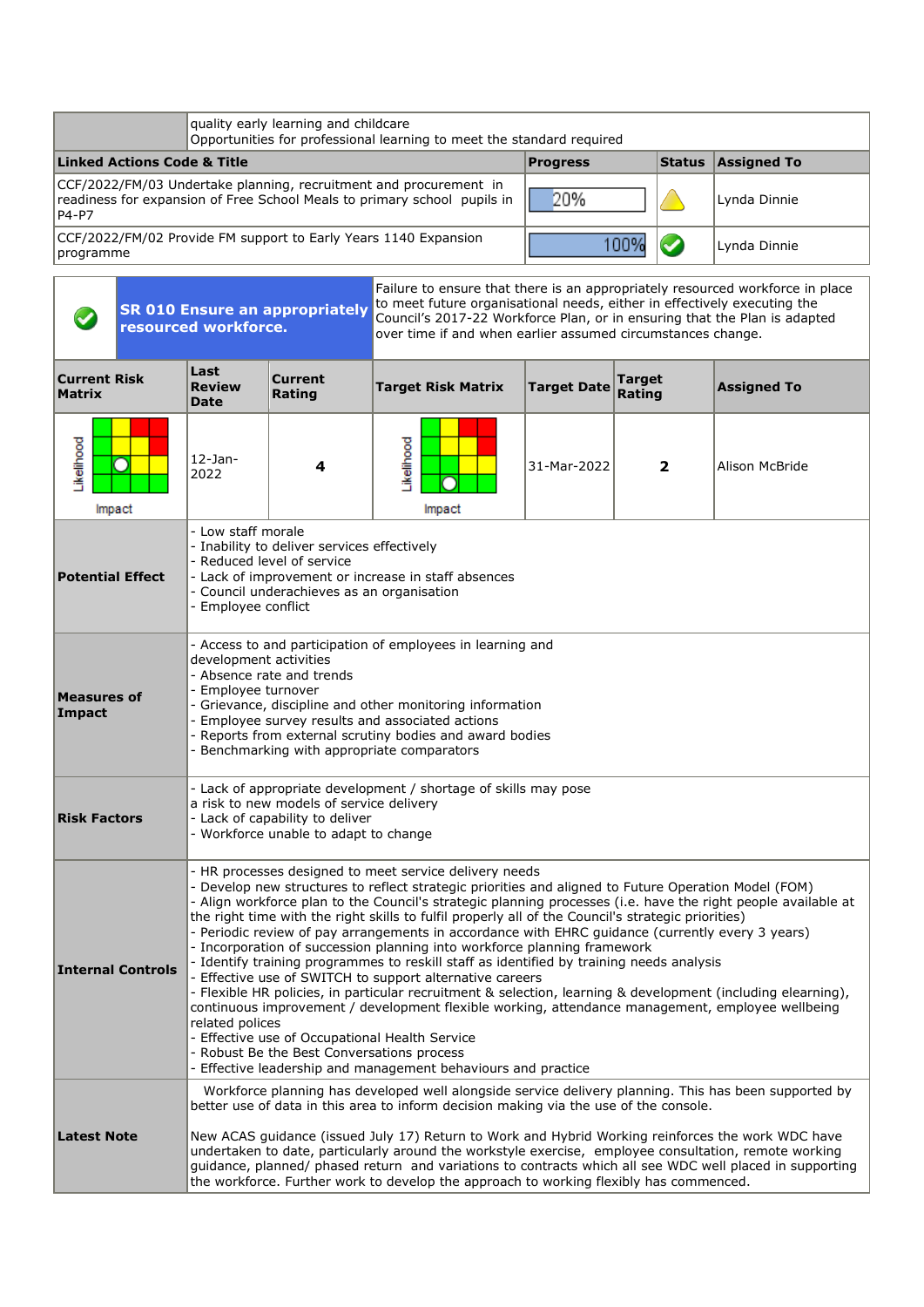| | quality early learning and childcare<br>Opportunities for professional learning to meet the standard required | | |
|---|---|---|---|
| **Linked Actions Code & Title** | **Progress** | **Status** | **Assigned To** |
| CCF/2022/FM/03 Undertake planning, recruitment and procurement in readiness for expansion of Free School Meals to primary school pupils in P4-P7 | 20% | Warning | Lynda Dinnie |
| CCF/2022/FM/02 Provide FM support to Early Years 1140 Expansion programme | 100% | Completed | Lynda Dinnie |

| Status | Risk | Description |
|---|---|---|
| ✔ | **SR 010 Ensure an appropriately resourced workforce.** | Failure to ensure that there is an appropriately resourced workforce in place to meet future organisational needs, either in effectively executing the Council's 2017-22 Workforce Plan, or in ensuring that the Plan is adapted over time if and when earlier assumed circumstances change. |

| Current Risk Matrix | Last Review Date | Current Rating | Target Risk Matrix | Target Date | Target Rating | Assigned To |
|---|---|---|---|---|---|---|
| Likelihood / Impact | 12-Jan-2022 | **4** | Likelihood / Impact | 31-Mar-2022 | **2** | Alison McBride |

| | |
|---|---|
| **Potential Effect** | - Low staff morale<br>- Inability to deliver services effectively<br>- Reduced level of service<br>- Lack of improvement or increase in staff absences<br>- Council underachieves as an organisation<br>- Employee conflict |
| **Measures of Impact** | - Access to and participation of employees in learning and development activities<br>- Absence rate and trends<br>- Employee turnover<br>- Grievance, discipline and other monitoring information<br>- Employee survey results and associated actions<br>- Reports from external scrutiny bodies and award bodies<br>- Benchmarking with appropriate comparators |
| **Risk Factors** | - Lack of appropriate development / shortage of skills may pose a risk to new models of service delivery<br>- Lack of capability to deliver<br>- Workforce unable to adapt to change |
| **Internal Controls** | - HR processes designed to meet service delivery needs<br>- Develop new structures to reflect strategic priorities and aligned to Future Operation Model (FOM)<br>- Align workforce plan to the Council's strategic planning processes (i.e. have the right people available at the right time with the right skills to fulfil properly all of the Council's strategic priorities)<br>- Periodic review of pay arrangements in accordance with EHRC guidance (currently every 3 years)<br>- Incorporation of succession planning into workforce planning framework<br>- Identify training programmes to reskill staff as identified by training needs analysis<br>- Effective use of SWITCH to support alternative careers<br>- Flexible HR policies, in particular recruitment & selection, learning & development (including elearning), continuous improvement / development flexible working, attendance management, employee wellbeing related polices<br>- Effective use of Occupational Health Service<br>- Robust Be the Best Conversations process<br>- Effective leadership and management behaviours and practice |
| **Latest Note** | Workforce planning has developed well alongside service delivery planning. This has been supported by better use of data in this area to inform decision making via the use of the console.<br><br>New ACAS guidance (issued July 17) Return to Work and Hybrid Working reinforces the work WDC have undertaken to date, particularly around the workstyle exercise, employee consultation, remote working guidance, planned/ phased return and variations to contracts which all see WDC well placed in supporting the workforce. Further work to develop the approach to working flexibly has commenced. |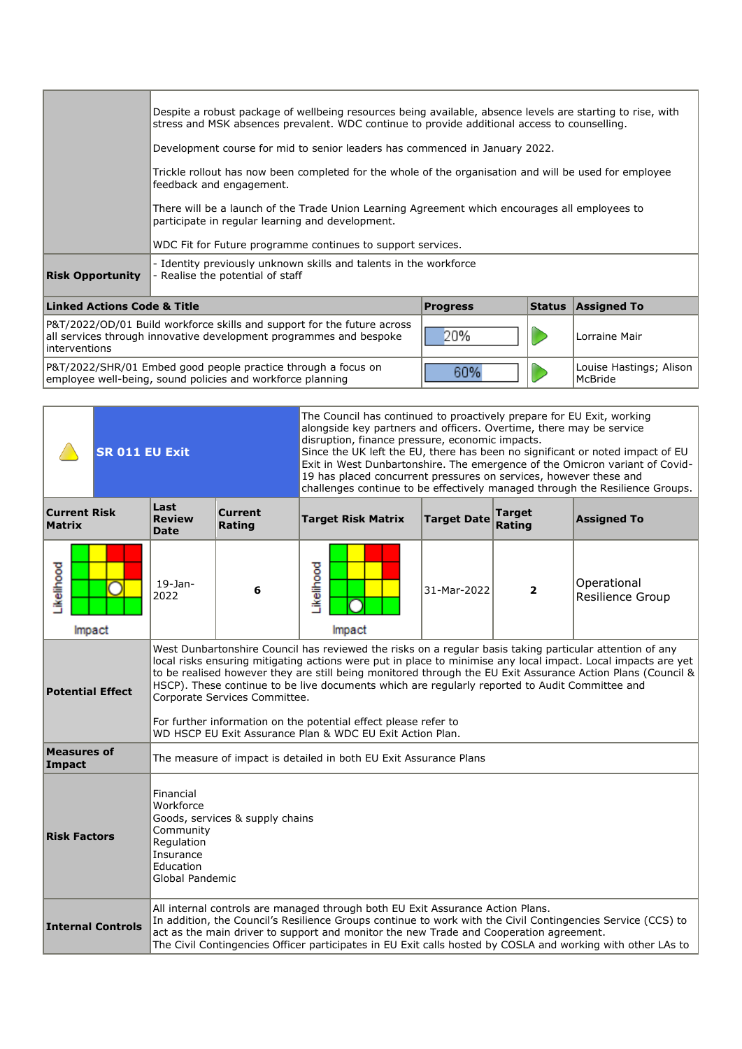| | |
|---|---|
| | Despite a robust package of wellbeing resources being available, absence levels are starting to rise, with stress and MSK absences prevalent. WDC continue to provide additional access to counselling.<br><br>Development course for mid to senior leaders has commenced in January 2022.<br><br>Trickle rollout has now been completed for the whole of the organisation and will be used for employee feedback and engagement.<br><br>There will be a launch of the Trade Union Learning Agreement which encourages all employees to participate in regular learning and development.<br><br>WDC Fit for Future programme continues to support services. |
| **Risk Opportunity** | - Identity previously unknown skills and talents in the workforce<br>- Realise the potential of staff |

| Linked Actions Code & Title | Progress | Status | Assigned To |
|---|---|---|---|
| P&T/2022/OD/01 Build workforce skills and support for the future across all services through innovative development programmes and bespoke interventions | 20% | | Lorraine Mair |
| P&T/2022/SHR/01 Embed good people practice through a focus on employee well-being, sound policies and workforce planning | 60% | | Louise Hastings; Alison McBride |

## SR 011 EU Exit

The Council has continued to proactively prepare for EU Exit, working alongside key partners and officers. Overtime, there may be service disruption, finance pressure, economic impacts.
Since the UK left the EU, there has been no significant or noted impact of EU Exit in West Dunbartonshire. The emergence of the Omicron variant of Covid-19 has placed concurrent pressures on services, however these and challenges continue to be effectively managed through the Resilience Groups.

| Current Risk Matrix | Last Review Date | Current Rating | Target Risk Matrix | Target Date | Target Rating | Assigned To |
|---|---|---|---|---|---|---|
| | 19-Jan-2022 | 6 | | 31-Mar-2022 | 2 | Operational Resilience Group |

| | |
|---|---|
| **Potential Effect** | West Dunbartonshire Council has reviewed the risks on a regular basis taking particular attention of any local risks ensuring mitigating actions were put in place to minimise any local impact. Local impacts are yet to be realised however they are still being monitored through the EU Exit Assurance Action Plans (Council & HSCP). These continue to be live documents which are regularly reported to Audit Committee and Corporate Services Committee.<br><br>For further information on the potential effect please refer to WD HSCP EU Exit Assurance Plan & WDC EU Exit Action Plan. |
| **Measures of Impact** | The measure of impact is detailed in both EU Exit Assurance Plans |
| **Risk Factors** | Financial<br>Workforce<br>Goods, services & supply chains<br>Community<br>Regulation<br>Insurance<br>Education<br>Global Pandemic |
| **Internal Controls** | All internal controls are managed through both EU Exit Assurance Action Plans.<br>In addition, the Council's Resilience Groups continue to work with the Civil Contingencies Service (CCS) to act as the main driver to support and monitor the new Trade and Cooperation agreement.<br>The Civil Contingencies Officer participates in EU Exit calls hosted by COSLA and working with other LAs to |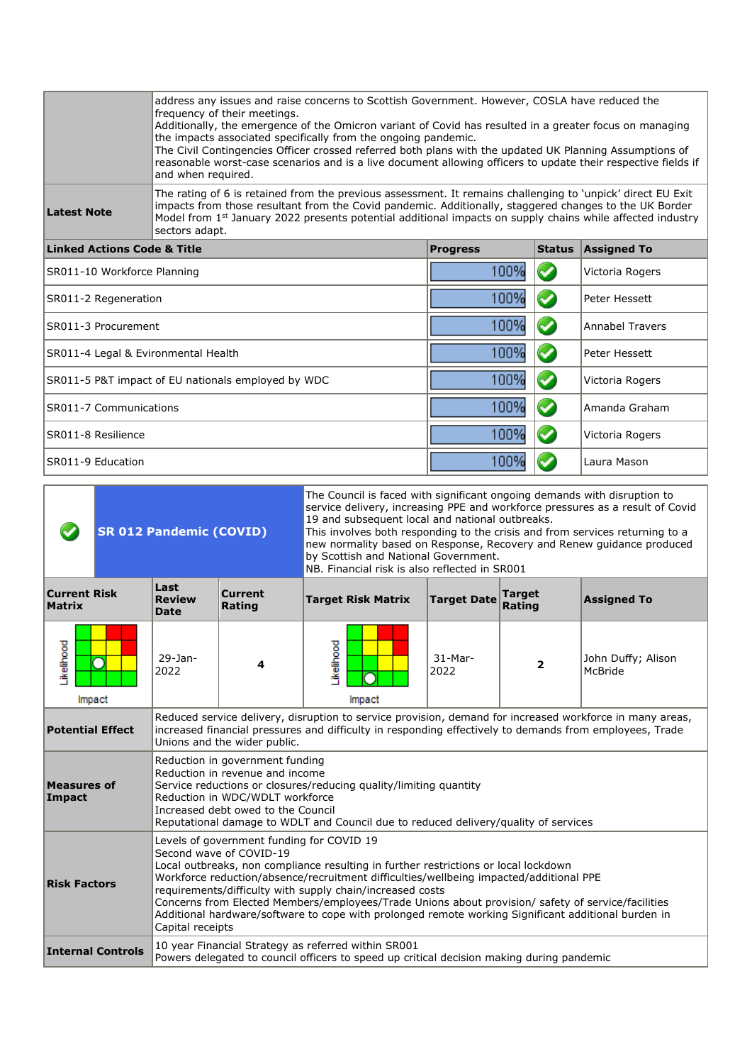| | |
|---|---|
| | address any issues and raise concerns to Scottish Government. However, COSLA have reduced the frequency of their meetings.<br>Additionally, the emergence of the Omicron variant of Covid has resulted in a greater focus on managing the impacts associated specifically from the ongoing pandemic.<br>The Civil Contingencies Officer crossed referred both plans with the updated UK Planning Assumptions of reasonable worst-case scenarios and is a live document allowing officers to update their respective fields if and when required. |
| **Latest Note** | The rating of 6 is retained from the previous assessment. It remains challenging to 'unpick' direct EU Exit impacts from those resultant from the Covid pandemic. Additionally, staggered changes to the UK Border Model from 1st January 2022 presents potential additional impacts on supply chains while affected industry sectors adapt. |

| Linked Actions Code & Title | Progress | Status | Assigned To |
|---|---|---|---|
| SR011-10 Workforce Planning | 100% | ✔ | Victoria Rogers |
| SR011-2 Regeneration | 100% | ✔ | Peter Hessett |
| SR011-3 Procurement | 100% | ✔ | Annabel Travers |
| SR011-4 Legal & Evironmental Health | 100% | ✔ | Peter Hessett |
| SR011-5 P&T impact of EU nationals employed by WDC | 100% | ✔ | Victoria Rogers |
| SR011-7 Communications | 100% | ✔ | Amanda Graham |
| SR011-8 Resilience | 100% | ✔ | Victoria Rogers |
| SR011-9 Education | 100% | ✔ | Laura Mason |

## SR 012 Pandemic (COVID)

The Council is faced with significant ongoing demands with disruption to service delivery, increasing PPE and workforce pressures as a result of Covid 19 and subsequent local and national outbreaks.
This involves both responding to the crisis and from services returning to a new normality based on Response, Recovery and Renew guidance produced by Scottish and National Government.
NB. Financial risk is also reflected in SR001

| Current Risk Matrix | Last Review Date | Current Rating | Target Risk Matrix | Target Date | Target Rating | Assigned To |
|---|---|---|---|---|---|---|
| Likelihood / Impact | 29-Jan-2022 | 4 | Likelihood / Impact | 31-Mar-2022 | 2 | John Duffy; Alison McBride |

| | |
|---|---|
| **Potential Effect** | Reduced service delivery, disruption to service provision, demand for increased workforce in many areas, increased financial pressures and difficulty in responding effectively to demands from employees, Trade Unions and the wider public. |
| **Measures of Impact** | Reduction in government funding<br>Reduction in revenue and income<br>Service reductions or closures/reducing quality/limiting quantity<br>Reduction in WDC/WDLT workforce<br>Increased debt owed to the Council<br>Reputational damage to WDLT and Council due to reduced delivery/quality of services |
| **Risk Factors** | Levels of government funding for COVID 19<br>Second wave of COVID-19<br>Local outbreaks, non compliance resulting in further restrictions or local lockdown<br>Workforce reduction/absence/recruitment difficulties/wellbeing impacted/additional PPE requirements/difficulty with supply chain/increased costs<br>Concerns from Elected Members/employees/Trade Unions about provision/ safety of service/facilities<br>Additional hardware/software to cope with prolonged remote working Significant additional burden in Capital receipts |
| **Internal Controls** | 10 year Financial Strategy as referred within SR001<br>Powers delegated to council officers to speed up critical decision making during pandemic |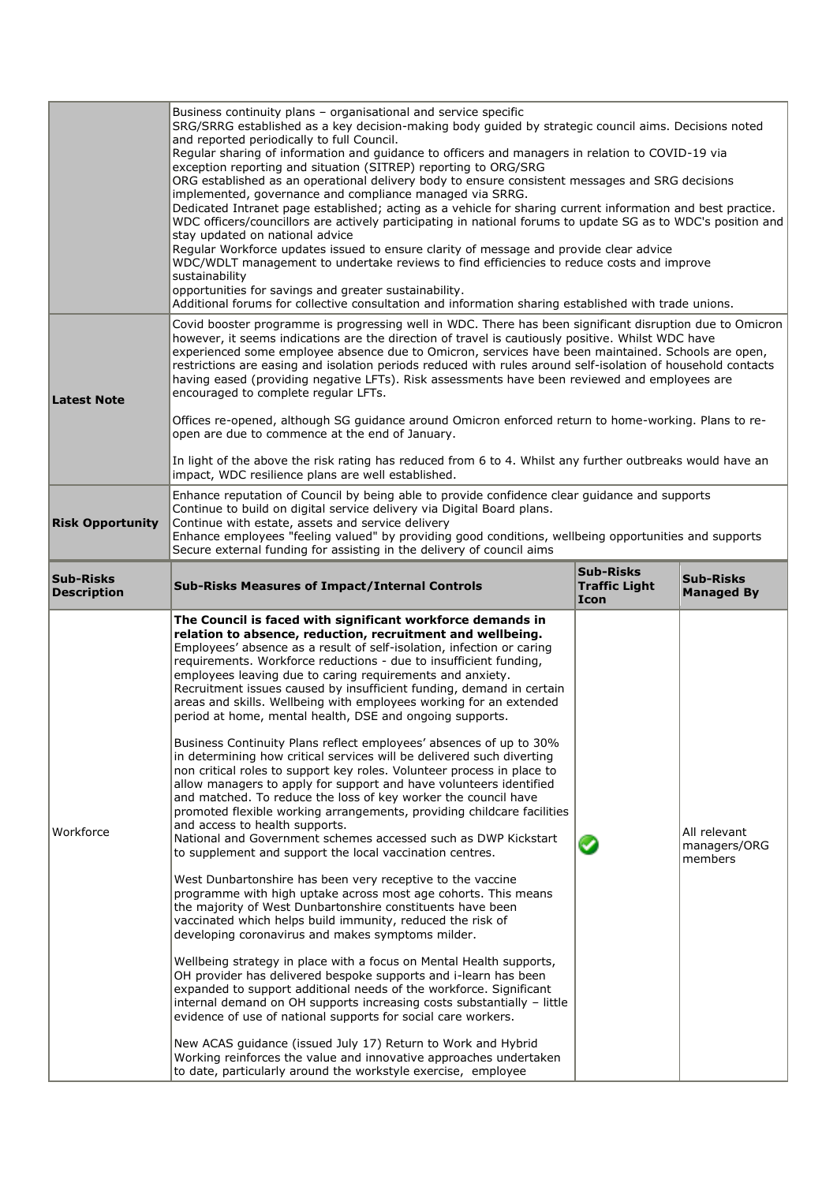| | | | |
|---|---|---|---|
| | Business continuity plans – organisational and service specific<br>SRG/SRRG established as a key decision-making body guided by strategic council aims. Decisions noted and reported periodically to full Council.<br>Regular sharing of information and guidance to officers and managers in relation to COVID-19 via exception reporting and situation (SITREP) reporting to ORG/SRG<br>ORG established as an operational delivery body to ensure consistent messages and SRG decisions implemented, governance and compliance managed via SRRG.<br>Dedicated Intranet page established; acting as a vehicle for sharing current information and best practice.<br>WDC officers/councillors are actively participating in national forums to update SG as to WDC's position and stay updated on national advice<br>Regular Workforce updates issued to ensure clarity of message and provide clear advice<br>WDC/WDLT management to undertake reviews to find efficiencies to reduce costs and improve sustainability<br>opportunities for savings and greater sustainability.<br>Additional forums for collective consultation and information sharing established with trade unions. | | |
| **Latest Note** | Covid booster programme is progressing well in WDC. There has been significant disruption due to Omicron however, it seems indications are the direction of travel is cautiously positive. Whilst WDC have experienced some employee absence due to Omicron, services have been maintained. Schools are open, restrictions are easing and isolation periods reduced with rules around self-isolation of household contacts having eased (providing negative LFTs). Risk assessments have been reviewed and employees are encouraged to complete regular LFTs.<br><br>Offices re-opened, although SG guidance around Omicron enforced return to home-working. Plans to re-open are due to commence at the end of January.<br><br>In light of the above the risk rating has reduced from 6 to 4. Whilst any further outbreaks would have an impact, WDC resilience plans are well established. | | |
| **Risk Opportunity** | Enhance reputation of Council by being able to provide confidence clear guidance and supports<br>Continue to build on digital service delivery via Digital Board plans.<br>Continue with estate, assets and service delivery<br>Enhance employees "feeling valued" by providing good conditions, wellbeing opportunities and supports<br>Secure external funding for assisting in the delivery of council aims | | |
| **Sub-Risks Description** | **Sub-Risks Measures of Impact/Internal Controls** | **Sub-Risks Traffic Light Icon** | **Sub-Risks Managed By** |
| Workforce | **The Council is faced with significant workforce demands in relation to absence, reduction, recruitment and wellbeing.**<br>Employees' absence as a result of self-isolation, infection or caring requirements. Workforce reductions - due to insufficient funding, employees leaving due to caring requirements and anxiety.<br>Recruitment issues caused by insufficient funding, demand in certain areas and skills. Wellbeing with employees working for an extended period at home, mental health, DSE and ongoing supports.<br><br>Business Continuity Plans reflect employees' absences of up to 30% in determining how critical services will be delivered such diverting non critical roles to support key roles. Volunteer process in place to allow managers to apply for support and have volunteers identified and matched. To reduce the loss of key worker the council have promoted flexible working arrangements, providing childcare facilities and access to health supports.<br>National and Government schemes accessed such as DWP Kickstart to supplement and support the local vaccination centres.<br><br>West Dunbartonshire has been very receptive to the vaccine programme with high uptake across most age cohorts. This means the majority of West Dunbartonshire constituents have been vaccinated which helps build immunity, reduced the risk of developing coronavirus and makes symptoms milder.<br><br>Wellbeing strategy in place with a focus on Mental Health supports, OH provider has delivered bespoke supports and i-learn has been expanded to support additional needs of the workforce. Significant internal demand on OH supports increasing costs substantially – little evidence of use of national supports for social care workers.<br><br>New ACAS guidance (issued July 17) Return to Work and Hybrid Working reinforces the value and innovative approaches undertaken to date, particularly around the workstyle exercise, employee | ✔ | All relevant managers/ORG members |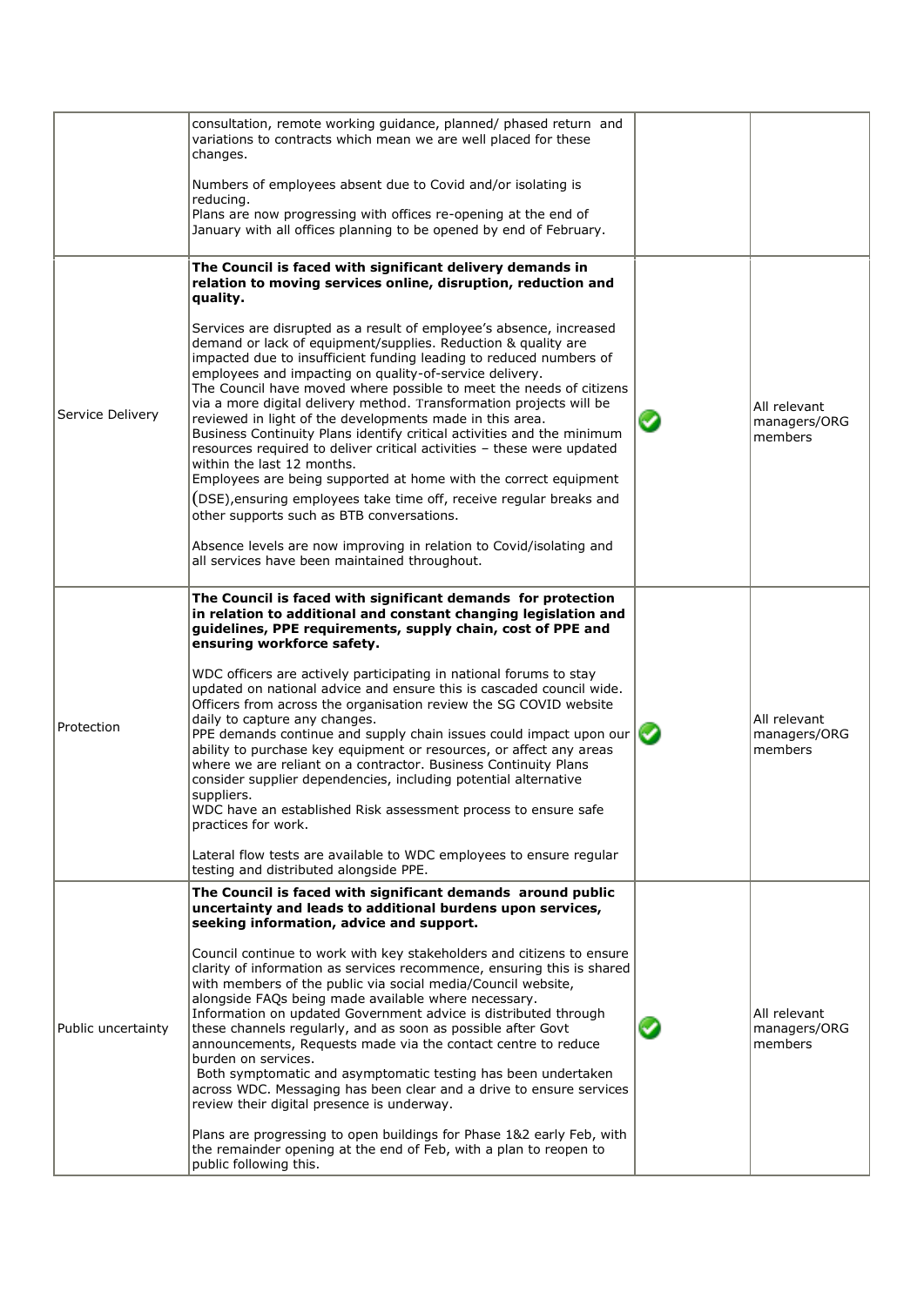| | | | |
|---|---|---|---|
| | consultation, remote working guidance, planned/ phased return and variations to contracts which mean we are well placed for these changes.<br><br>Numbers of employees absent due to Covid and/or isolating is reducing.<br>Plans are now progressing with offices re-opening at the end of January with all offices planning to be opened by end of February. | | |
| Service Delivery | **The Council is faced with significant delivery demands in relation to moving services online, disruption, reduction and quality.**<br><br>Services are disrupted as a result of employee's absence, increased demand or lack of equipment/supplies. Reduction & quality are impacted due to insufficient funding leading to reduced numbers of employees and impacting on quality-of-service delivery.<br>The Council have moved where possible to meet the needs of citizens via a more digital delivery method. Transformation projects will be reviewed in light of the developments made in this area.<br>Business Continuity Plans identify critical activities and the minimum resources required to deliver critical activities – these were updated within the last 12 months.<br>Employees are being supported at home with the correct equipment (DSE),ensuring employees take time off, receive regular breaks and other supports such as BTB conversations.<br><br>Absence levels are now improving in relation to Covid/isolating and all services have been maintained throughout. | ✔ | All relevant managers/ORG members |
| Protection | **The Council is faced with significant demands for protection in relation to additional and constant changing legislation and guidelines, PPE requirements, supply chain, cost of PPE and ensuring workforce safety.**<br><br>WDC officers are actively participating in national forums to stay updated on national advice and ensure this is cascaded council wide. Officers from across the organisation review the SG COVID website daily to capture any changes.<br>PPE demands continue and supply chain issues could impact upon our ability to purchase key equipment or resources, or affect any areas where we are reliant on a contractor. Business Continuity Plans consider supplier dependencies, including potential alternative suppliers.<br>WDC have an established Risk assessment process to ensure safe practices for work.<br><br>Lateral flow tests are available to WDC employees to ensure regular testing and distributed alongside PPE. | ✔ | All relevant managers/ORG members |
| Public uncertainty | **The Council is faced with significant demands around public uncertainty and leads to additional burdens upon services, seeking information, advice and support.**<br><br>Council continue to work with key stakeholders and citizens to ensure clarity of information as services recommence, ensuring this is shared with members of the public via social media/Council website, alongside FAQs being made available where necessary.<br>Information on updated Government advice is distributed through these channels regularly, and as soon as possible after Govt announcements, Requests made via the contact centre to reduce burden on services.<br>Both symptomatic and asymptomatic testing has been undertaken across WDC. Messaging has been clear and a drive to ensure services review their digital presence is underway.<br><br>Plans are progressing to open buildings for Phase 1&2 early Feb, with the remainder opening at the end of Feb, with a plan to reopen to public following this. | ✔ | All relevant managers/ORG members |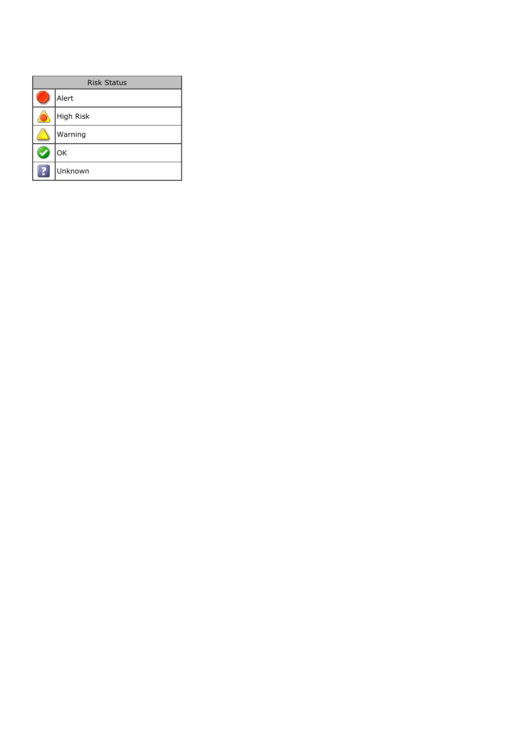| Risk Status | |
| --- | --- |
| | Alert |
| | High Risk |
| | Warning |
| | OK |
| | Unknown |